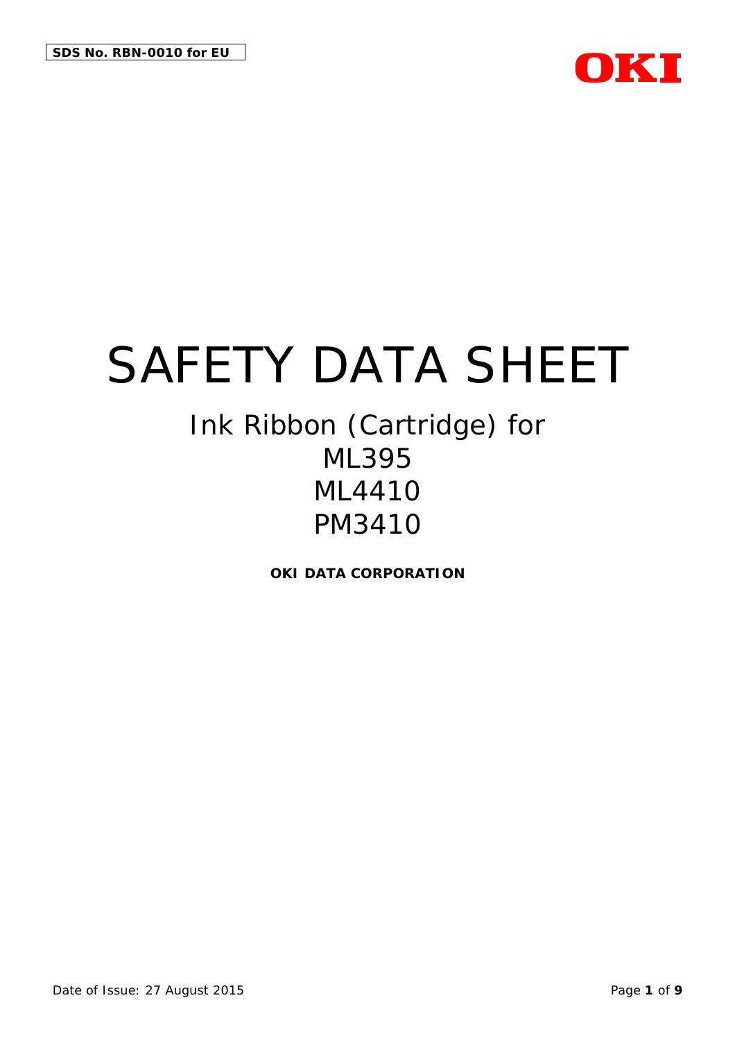**SDS No. RBN-0010 for EU**

OKI

# SAFETY DATA SHEET

## Ink Ribbon (Cartridge) for
## ML395
## ML4410
## PM3410

**OKI DATA CORPORATION**

Date of Issue: 27 August 2015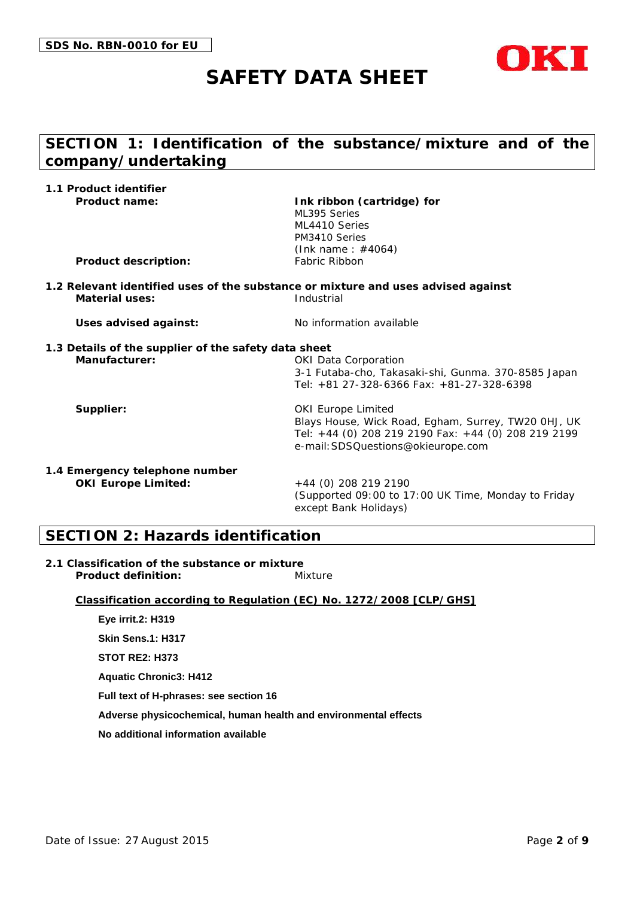SDS No. RBN-0010 for EU

# SAFETY DATA SHEET

## SECTION 1: Identification of the substance/mixture and of the company/undertaking

### 1.1 Product identifier

**Product name:** **Ink ribbon (cartridge) for**
ML395 Series
ML4410 Series
PM3410 Series
(Ink name : #4064)

**Product description:** Fabric Ribbon

### 1.2 Relevant identified uses of the substance or mixture and uses advised against

**Material uses:** Industrial

**Uses advised against:** No information available

### 1.3 Details of the supplier of the safety data sheet

**Manufacturer:** OKI Data Corporation
3-1 Futaba-cho, Takasaki-shi, Gunma. 370-8585 Japan
Tel: +81 27-328-6366 Fax: +81-27-328-6398

**Supplier:** OKI Europe Limited
Blays House, Wick Road, Egham, Surrey, TW20 0HJ, UK
Tel: +44 (0) 208 219 2190 Fax: +44 (0) 208 219 2199
e-mail:SDSQuestions@okieurope.com

### 1.4 Emergency telephone number

**OKI Europe Limited:** +44 (0) 208 219 2190
(Supported 09:00 to 17:00 UK Time, Monday to Friday except Bank Holidays)

## SECTION 2: Hazards identification

### 2.1 Classification of the substance or mixture

**Product definition:** Mixture

**Classification according to Regulation (EC) No. 1272/2008 [CLP/GHS]**

**Eye irrit.2: H319**

**Skin Sens.1: H317**

**STOT RE2: H373**

**Aquatic Chronic3: H412**

**Full text of H-phrases: see section 16**

**Adverse physicochemical, human health and environmental effects**

**No additional information available**

Date of Issue: 27 August 2015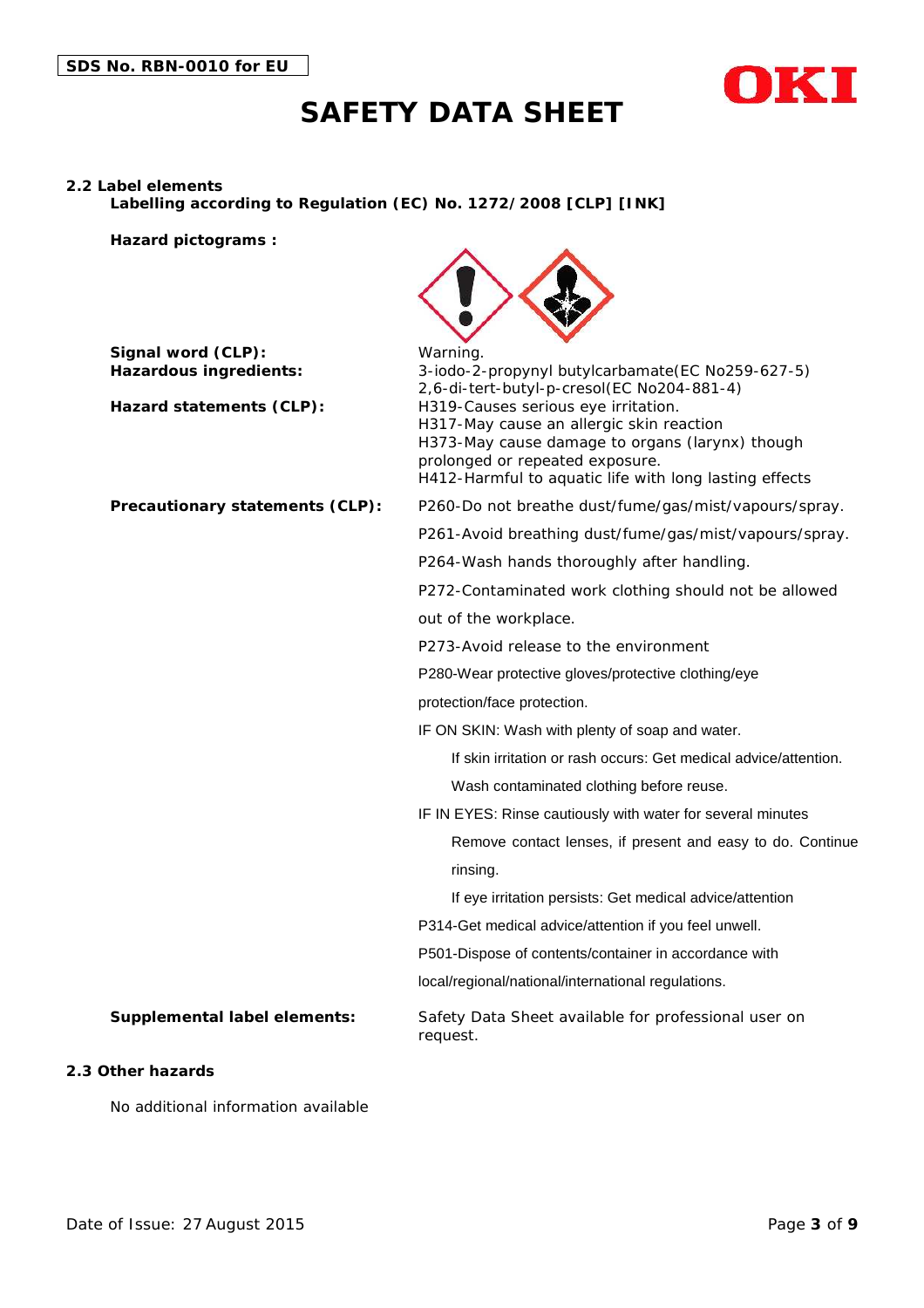### 2.2 Label elements

**Labelling according to Regulation (EC) No. 1272/2008 [CLP] [INK]**

**Hazard pictograms :**

**Signal word (CLP):** Warning.

**Hazardous ingredients:** 3-iodo-2-propynyl butylcarbamate(EC No259-627-5)
2,6-di-tert-butyl-p-cresol(EC No204-881-4)

**Hazard statements (CLP):**
H319-Causes serious eye irritation.
H317-May cause an allergic skin reaction
H373-May cause damage to organs (larynx) though prolonged or repeated exposure.
H412-Harmful to aquatic life with long lasting effects

**Precautionary statements (CLP):**

P260-Do not breathe dust/fume/gas/mist/vapours/spray.

P261-Avoid breathing dust/fume/gas/mist/vapours/spray.

P264-Wash hands thoroughly after handling.

P272-Contaminated work clothing should not be allowed out of the workplace.

P273-Avoid release to the environment

P280-Wear protective gloves/protective clothing/eye protection/face protection.

IF ON SKIN: Wash with plenty of soap and water.

If skin irritation or rash occurs: Get medical advice/attention.

Wash contaminated clothing before reuse.

IF IN EYES: Rinse cautiously with water for several minutes

Remove contact lenses, if present and easy to do. Continue rinsing.

If eye irritation persists: Get medical advice/attention

P314-Get medical advice/attention if you feel unwell.

P501-Dispose of contents/container in accordance with local/regional/national/international regulations.

**Supplemental label elements:** Safety Data Sheet available for professional user on request.

### 2.3 Other hazards

No additional information available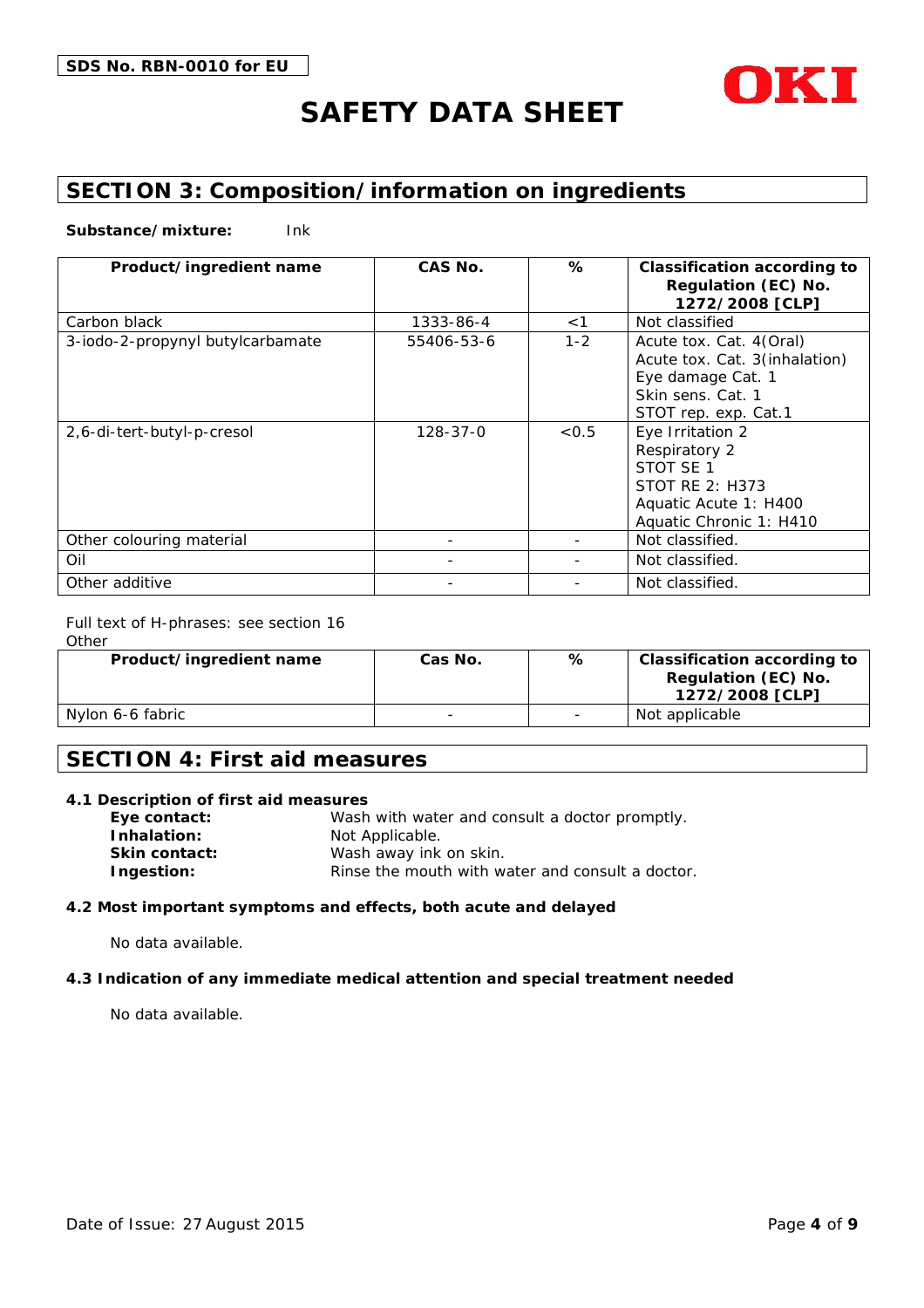SDS No. RBN-0010 for EU

# SAFETY DATA SHEET

## SECTION 3: Composition/information on ingredients

**Substance/mixture:** Ink

| Product/ingredient name | CAS No. | % | Classification according to Regulation (EC) No. 1272/2008 [CLP] |
|---|---|---|---|
| Carbon black | 1333-86-4 | <1 | Not classified |
| 3-iodo-2-propynyl butylcarbamate | 55406-53-6 | 1-2 | Acute tox. Cat. 4(Oral)<br>Acute tox. Cat. 3(inhalation)<br>Eye damage Cat. 1<br>Skin sens. Cat. 1<br>STOT rep. exp. Cat.1 |
| 2,6-di-tert-butyl-p-cresol | 128-37-0 | <0.5 | Eye Irritation 2<br>Respiratory 2<br>STOT SE 1<br>STOT RE 2: H373<br>Aquatic Acute 1: H400<br>Aquatic Chronic 1: H410 |
| Other colouring material | - | - | Not classified. |
| Oil | - | - | Not classified. |
| Other additive | - | - | Not classified. |

Full text of H-phrases: see section 16

Other

| Product/ingredient name | Cas No. | % | Classification according to Regulation (EC) No. 1272/2008 [CLP] |
|---|---|---|---|
| Nylon 6-6 fabric | - | - | Not applicable |

## SECTION 4: First aid measures

### 4.1 Description of first aid measures

**Eye contact:** Wash with water and consult a doctor promptly.
**Inhalation:** Not Applicable.
**Skin contact:** Wash away ink on skin.
**Ingestion:** Rinse the mouth with water and consult a doctor.

### 4.2 Most important symptoms and effects, both acute and delayed

No data available.

### 4.3 Indication of any immediate medical attention and special treatment needed

No data available.

Date of Issue: 27 August 2015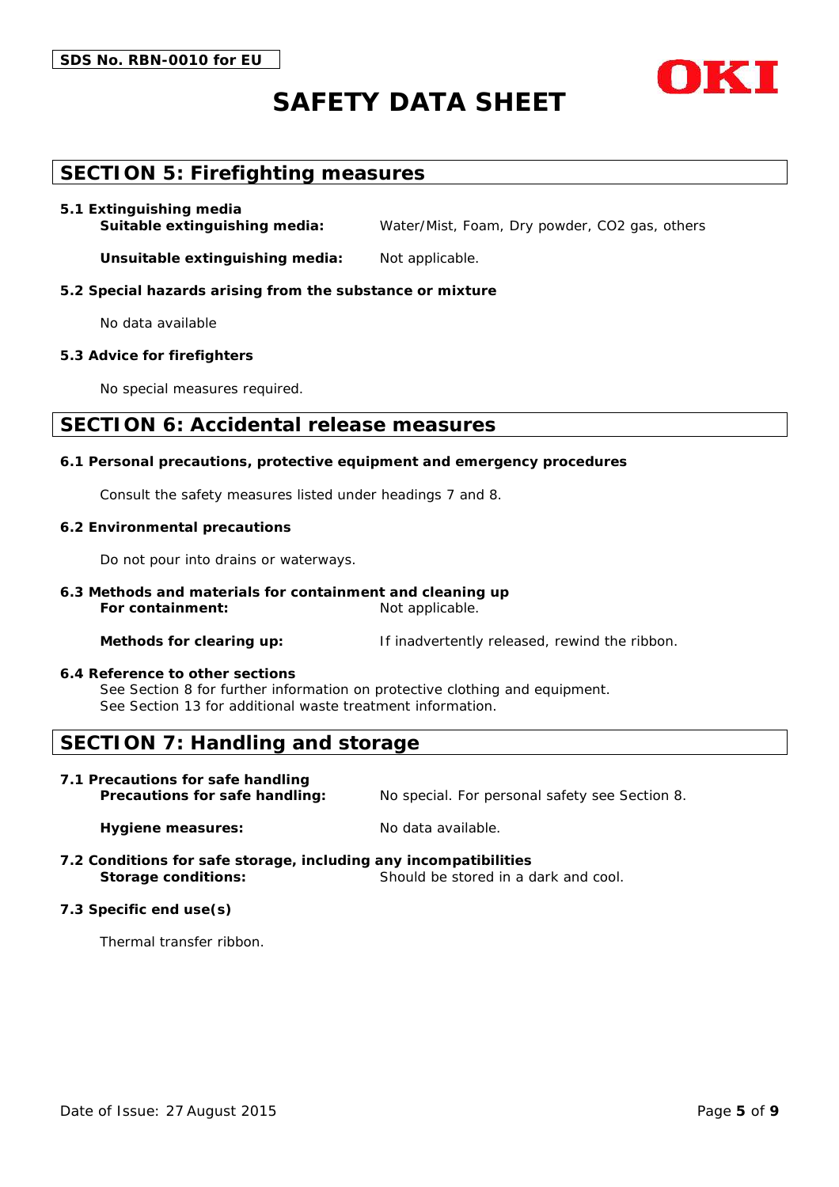## SECTION 5: Firefighting measures

**5.1 Extinguishing media**

**Suitable extinguishing media:** Water/Mist, Foam, Dry powder, $CO_2$ gas, others

**Unsuitable extinguishing media:** Not applicable.

**5.2 Special hazards arising from the substance or mixture**

No data available

**5.3 Advice for firefighters**

No special measures required.

## SECTION 6: Accidental release measures

**6.1 Personal precautions, protective equipment and emergency procedures**

Consult the safety measures listed under headings 7 and 8.

**6.2 Environmental precautions**

Do not pour into drains or waterways.

**6.3 Methods and materials for containment and cleaning up**

**For containment:** Not applicable.

**Methods for clearing up:** If inadvertently released, rewind the ribbon.

**6.4 Reference to other sections**

See Section 8 for further information on protective clothing and equipment.
See Section 13 for additional waste treatment information.

## SECTION 7: Handling and storage

**7.1 Precautions for safe handling**

**Precautions for safe handling:** No special. For personal safety see Section 8.

**Hygiene measures:** No data available.

**7.2 Conditions for safe storage, including any incompatibilities**

**Storage conditions:** Should be stored in a dark and cool.

**7.3 Specific end use(s)**

Thermal transfer ribbon.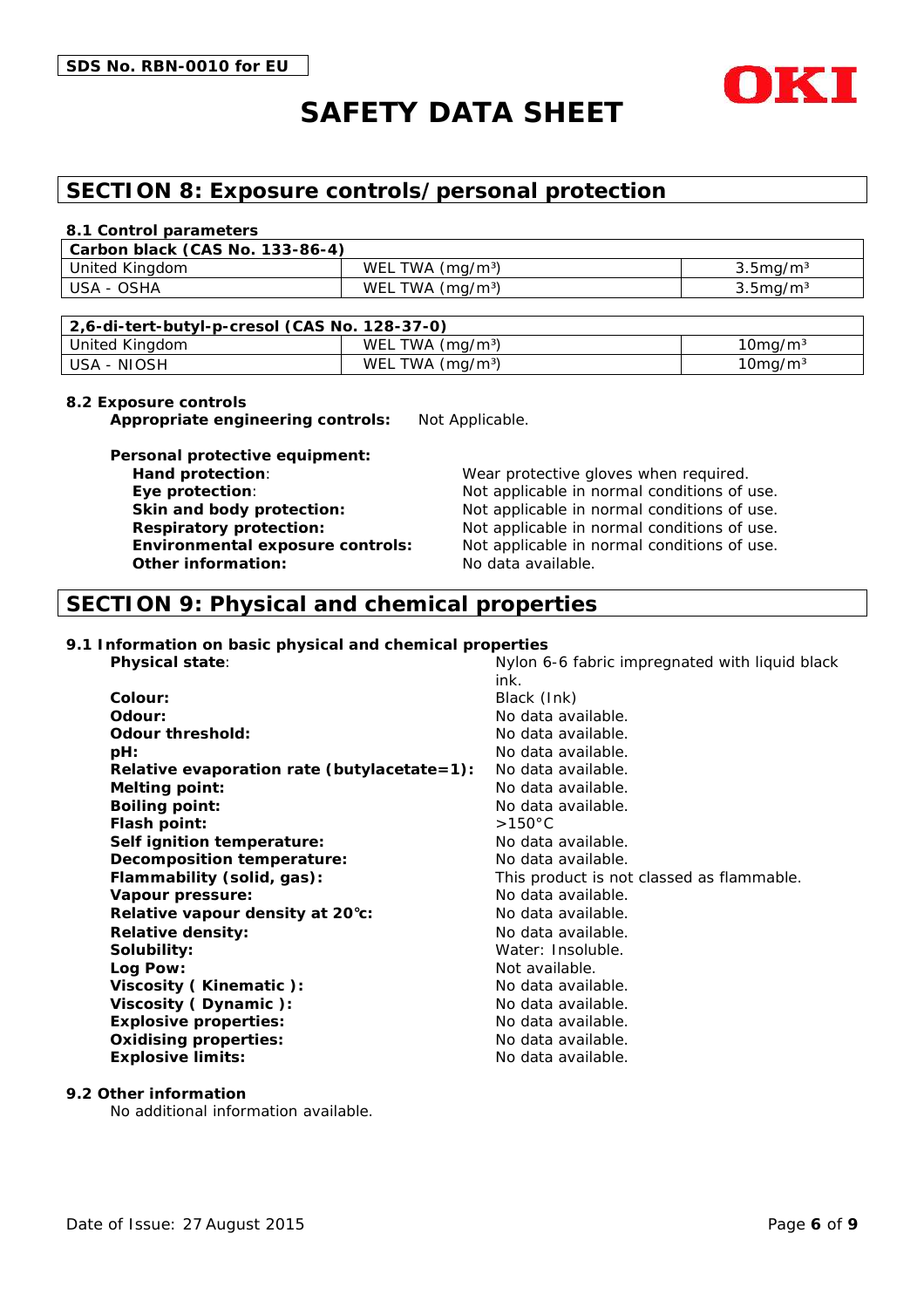SDS No. RBN-0010 for EU

# SAFETY DATA SHEET

## SECTION 8: Exposure controls/personal protection

### 8.1 Control parameters

| Carbon black (CAS No. 133-86-4) | | |
|---|---|---|
| United Kingdom | WEL TWA (mg/m³) | 3.5mg/m³ |
| USA - OSHA | WEL TWA (mg/m³) | 3.5mg/m³ |

| 2,6-di-tert-butyl-p-cresol (CAS No. 128-37-0) | | |
|---|---|---|
| United Kingdom | WEL TWA (mg/m³) | 10mg/m³ |
| USA - NIOSH | WEL TWA (mg/m³) | 10mg/m³ |

### 8.2 Exposure controls

**Appropriate engineering controls:** Not Applicable.

**Personal protective equipment:**

- **Hand protection**: Wear protective gloves when required.
- **Eye protection**: Not applicable in normal conditions of use.
- **Skin and body protection:** Not applicable in normal conditions of use.
- **Respiratory protection:** Not applicable in normal conditions of use.
- **Environmental exposure controls:** Not applicable in normal conditions of use.
- **Other information:** No data available.

## SECTION 9: Physical and chemical properties

### 9.1 Information on basic physical and chemical properties

- **Physical state**: Nylon 6-6 fabric impregnated with liquid black ink.
- **Colour:** Black (Ink)
- **Odour:** No data available.
- **Odour threshold:** No data available.
- **pH:** No data available.
- **Relative evaporation rate (butylacetate=1):** No data available.
- **Melting point:** No data available.
- **Boiling point:** No data available.
- **Flash point:** >150°C
- **Self ignition temperature:** No data available.
- **Decomposition temperature:** No data available.
- **Flammability (solid, gas):** This product is not classed as flammable.
- **Vapour pressure:** No data available.
- **Relative vapour density at 20℃:** No data available.
- **Relative density:** No data available.
- **Solubility:** Water: Insoluble.
- **Log Pow:** Not available.
- **Viscosity ( Kinematic ):** No data available.
- **Viscosity ( Dynamic ):** No data available.
- **Explosive properties:** No data available.
- **Oxidising properties:** No data available.
- **Explosive limits:** No data available.

### 9.2 Other information

No additional information available.

Date of Issue: 27 August 2015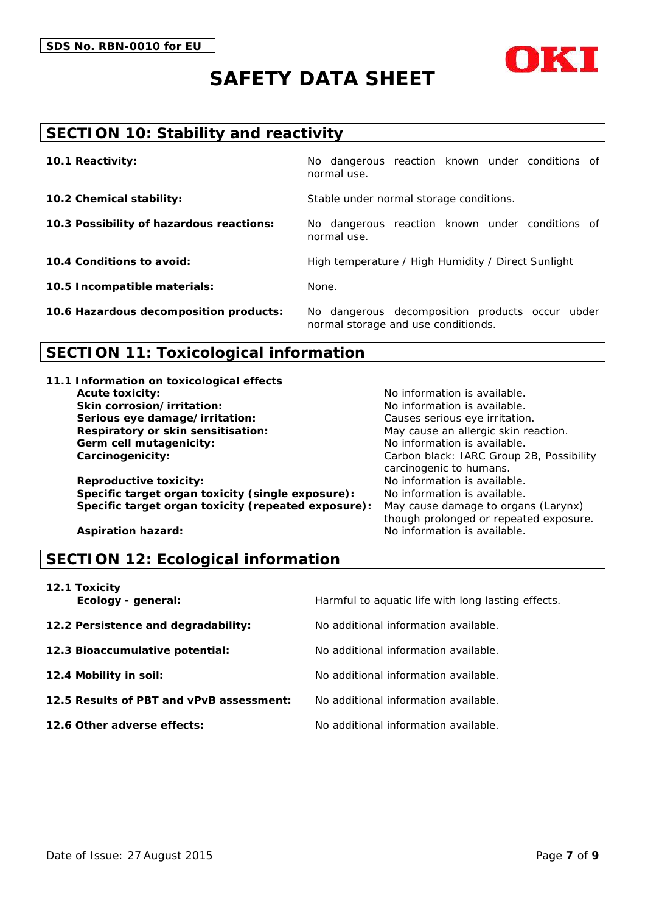## SECTION 10: Stability and reactivity

| | |
|---|---|
| **10.1 Reactivity:** | No dangerous reaction known under conditions of normal use. |
| **10.2 Chemical stability:** | Stable under normal storage conditions. |
| **10.3 Possibility of hazardous reactions:** | No dangerous reaction known under conditions of normal use. |
| **10.4 Conditions to avoid:** | High temperature / High Humidity / Direct Sunlight |
| **10.5 Incompatible materials:** | None. |
| **10.6 Hazardous decomposition products:** | No dangerous decomposition products occur ubder normal storage and use conditionds. |

## SECTION 11: Toxicological information

**11.1 Information on toxicological effects**

| | |
|---|---|
| **Acute toxicity:** | No information is available. |
| **Skin corrosion/irritation:** | No information is available. |
| **Serious eye damage/irritation:** | Causes serious eye irritation. |
| **Respiratory or skin sensitisation:** | May cause an allergic skin reaction. |
| **Germ cell mutagenicity:** | No information is available. |
| **Carcinogenicity:** | Carbon black: IARC Group 2B, Possibility carcinogenic to humans. |
| **Reproductive toxicity:** | No information is available. |
| **Specific target organ toxicity (single exposure):** | No information is available. |
| **Specific target organ toxicity (repeated exposure):** | May cause damage to organs (Larynx) though prolonged or repeated exposure. |
| **Aspiration hazard:** | No information is available. |

## SECTION 12: Ecological information

**12.1 Toxicity**

| | |
|---|---|
| **Ecology - general:** | Harmful to aquatic life with long lasting effects. |
| **12.2 Persistence and degradability:** | No additional information available. |
| **12.3 Bioaccumulative potential:** | No additional information available. |
| **12.4 Mobility in soil:** | No additional information available. |
| **12.5 Results of PBT and vPvB assessment:** | No additional information available. |
| **12.6 Other adverse effects:** | No additional information available. |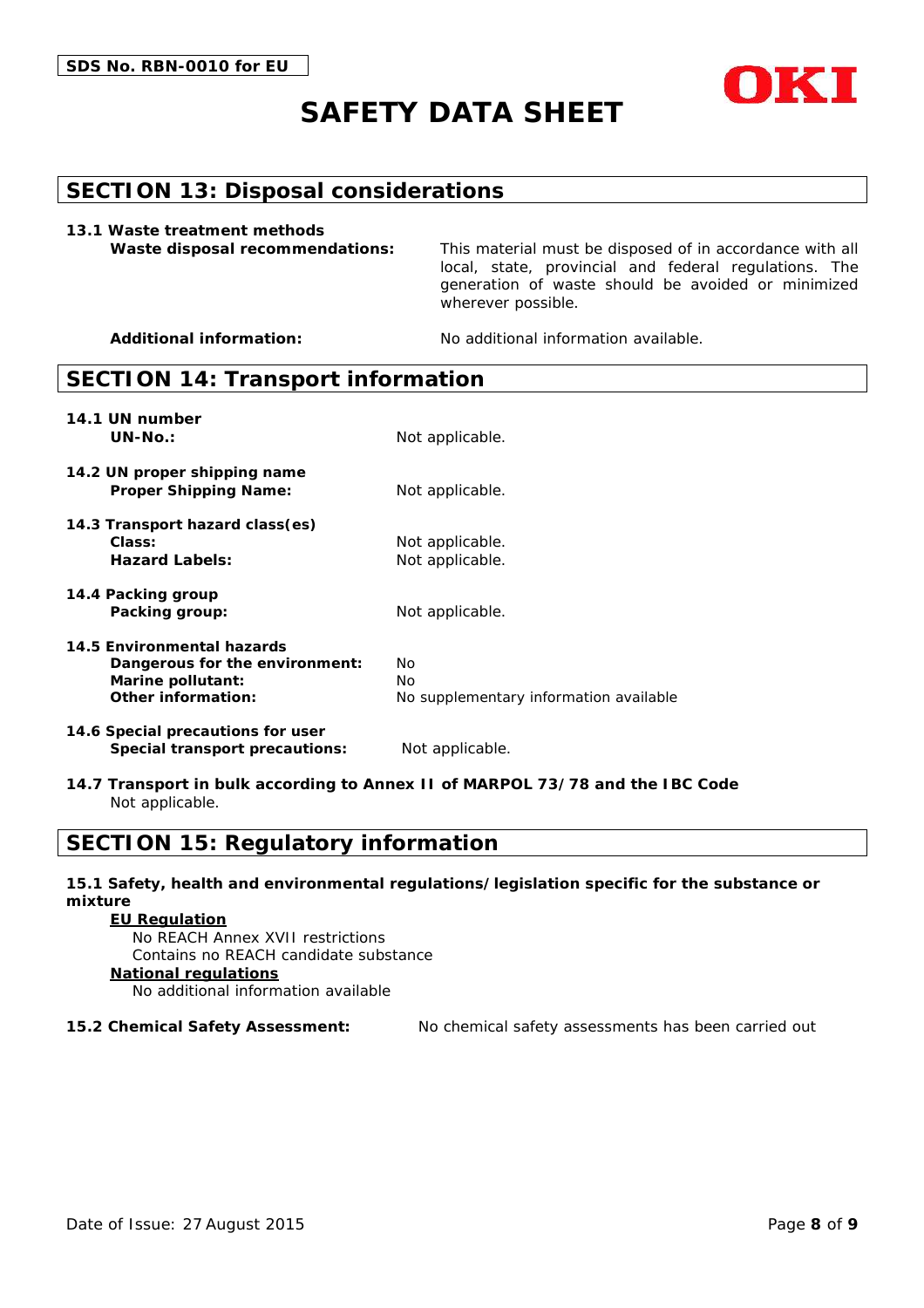## SECTION 13: Disposal considerations

**13.1 Waste treatment methods**

**Waste disposal recommendations:** This material must be disposed of in accordance with all local, state, provincial and federal regulations. The generation of waste should be avoided or minimized wherever possible.

**Additional information:** No additional information available.

## SECTION 14: Transport information

**14.1 UN number**

**UN-No.:** Not applicable.

**14.2 UN proper shipping name**

**Proper Shipping Name:** Not applicable.

**14.3 Transport hazard class(es)**

**Class:** Not applicable.
**Hazard Labels:** Not applicable.

**14.4 Packing group**

**Packing group:** Not applicable.

**14.5 Environmental hazards**

**Dangerous for the environment:** No
**Marine pollutant:** No
**Other information:** No supplementary information available

**14.6 Special precautions for user**

**Special transport precautions:** Not applicable.

**14.7 Transport in bulk according to Annex II of MARPOL 73/78 and the IBC Code**

Not applicable.

## SECTION 15: Regulatory information

**15.1 Safety, health and environmental regulations/legislation specific for the substance or mixture**

**EU Regulation**

No REACH Annex XVII restrictions
Contains no REACH candidate substance

**National regulations**

No additional information available

**15.2 Chemical Safety Assessment:** No chemical safety assessments has been carried out

Date of Issue: 27 August 2015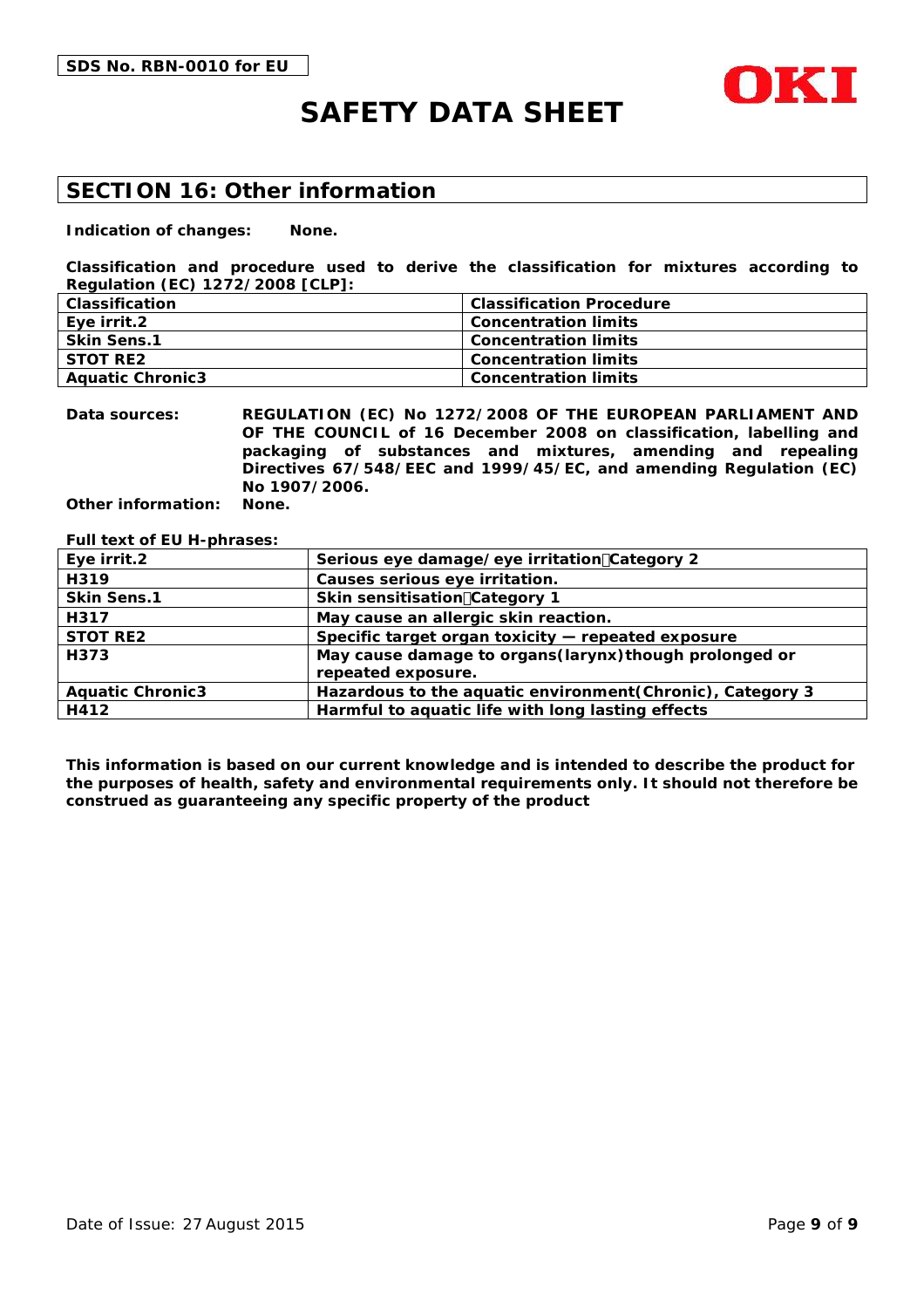SDS No. RBN-0010 for EU

# SAFETY DATA SHEET

## SECTION 16: Other information

**Indication of changes:** **None.**

**Classification and procedure used to derive the classification for mixtures according to Regulation (EC) 1272/2008 [CLP]:**

| Classification | Classification Procedure |
|---|---|
| Eye irrit.2 | Concentration limits |
| Skin Sens.1 | Concentration limits |
| STOT RE2 | Concentration limits |
| Aquatic Chronic3 | Concentration limits |

**Data sources:** **REGULATION (EC) No 1272/2008 OF THE EUROPEAN PARLIAMENT AND OF THE COUNCIL of 16 December 2008 on classification, labelling and packaging of substances and mixtures, amending and repealing Directives 67/548/EEC and 1999/45/EC, and amending Regulation (EC) No 1907/2006.**

**Other information:** **None.**

**Full text of EU H-phrases:**

| | |
|---|---|
| Eye irrit.2 | Serious eye damage/eye irritation：Category 2 |
| H319 | Causes serious eye irritation. |
| Skin Sens.1 | Skin sensitisation：Category 1 |
| H317 | May cause an allergic skin reaction. |
| STOT RE2 | Specific target organ toxicity — repeated exposure |
| H373 | May cause damage to organs(larynx)though prolonged or repeated exposure. |
| Aquatic Chronic3 | Hazardous to the aquatic environment(Chronic), Category 3 |
| H412 | Harmful to aquatic life with long lasting effects |

**This information is based on our current knowledge and is intended to describe the product for the purposes of health, safety and environmental requirements only. It should not therefore be construed as guaranteeing any specific property of the product**

Date of Issue: 27 August 2015